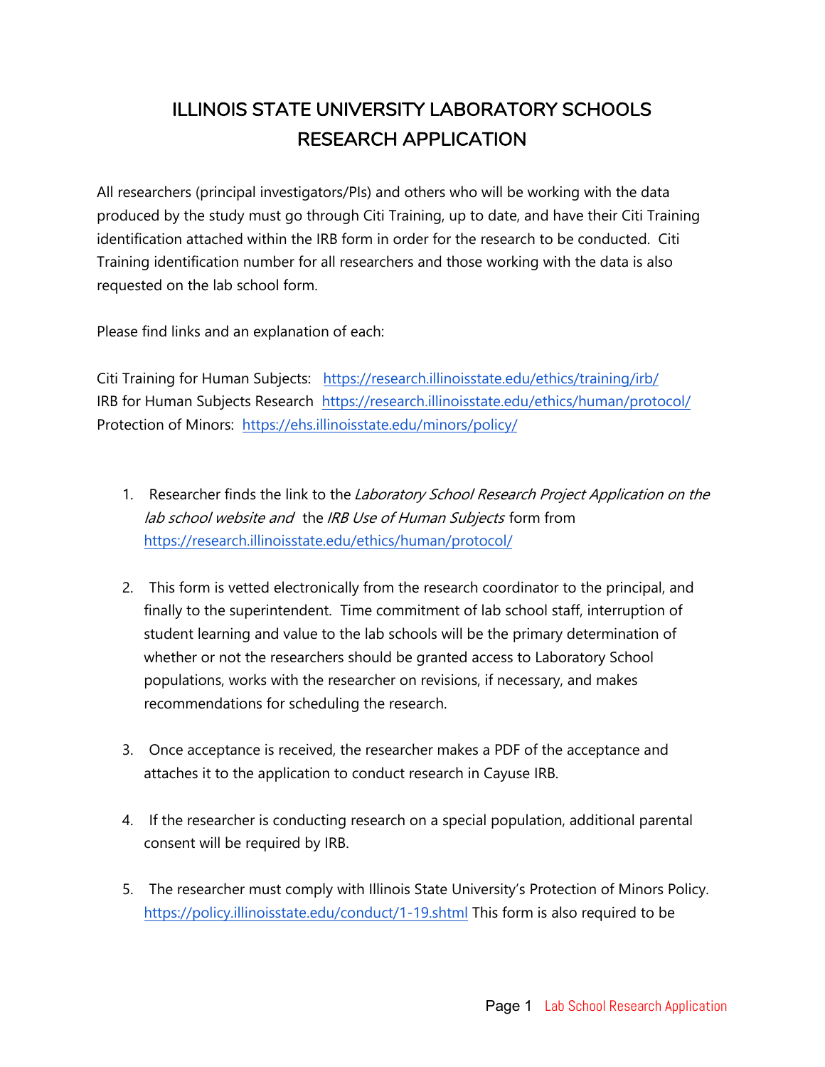# ILLINOIS STATE UNIVERSITY LABORATORY SCHOOLS RESEARCH APPLICATION

All researchers (principal investigators/PIs) and others who will be working with the data produced by the study must go through Citi Training, up to date, and have their Citi Training identification attached within the IRB form in order for the research to be conducted. Citi Training identification number for all researchers and those working with the data is also requested on the lab school form.

Please find links and an explanation of each:

Citi Training for Human Subjects: https://research.illinoisstate.edu/ethics/training/irb/
IRB for Human Subjects Research https://research.illinoisstate.edu/ethics/human/protocol/
Protection of Minors: https://ehs.illinoisstate.edu/minors/policy/

1. Researcher finds the link to the *Laboratory School Research Project Application on the lab school website and* the *IRB Use of Human Subjects* form from https://research.illinoisstate.edu/ethics/human/protocol/

2. This form is vetted electronically from the research coordinator to the principal, and finally to the superintendent. Time commitment of lab school staff, interruption of student learning and value to the lab schools will be the primary determination of whether or not the researchers should be granted access to Laboratory School populations, works with the researcher on revisions, if necessary, and makes recommendations for scheduling the research.

3. Once acceptance is received, the researcher makes a PDF of the acceptance and attaches it to the application to conduct research in Cayuse IRB.

4. If the researcher is conducting research on a special population, additional parental consent will be required by IRB.

5. The researcher must comply with Illinois State University's Protection of Minors Policy. https://policy.illinoisstate.edu/conduct/1-19.shtml This form is also required to be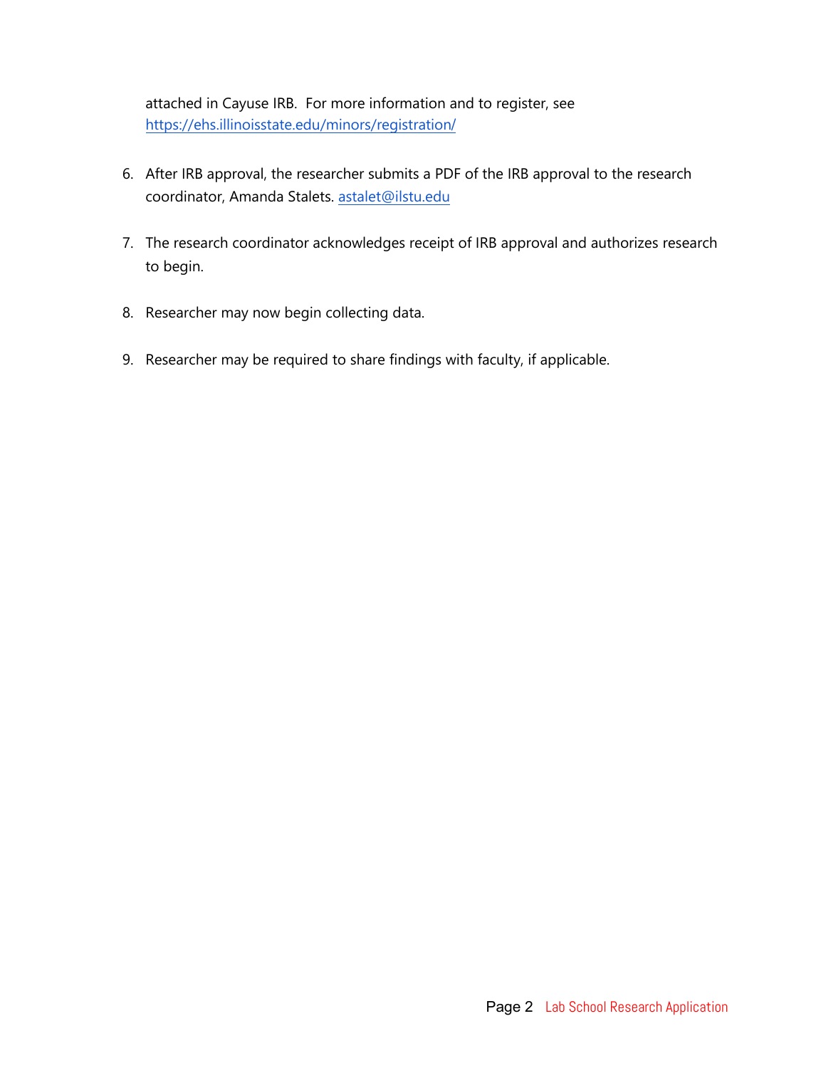attached in Cayuse IRB. For more information and to register, see https://ehs.illinoisstate.edu/minors/registration/

6. After IRB approval, the researcher submits a PDF of the IRB approval to the research coordinator, Amanda Stalets. astalet@ilstu.edu

7. The research coordinator acknowledges receipt of IRB approval and authorizes research to begin.

8. Researcher may now begin collecting data.

9. Researcher may be required to share findings with faculty, if applicable.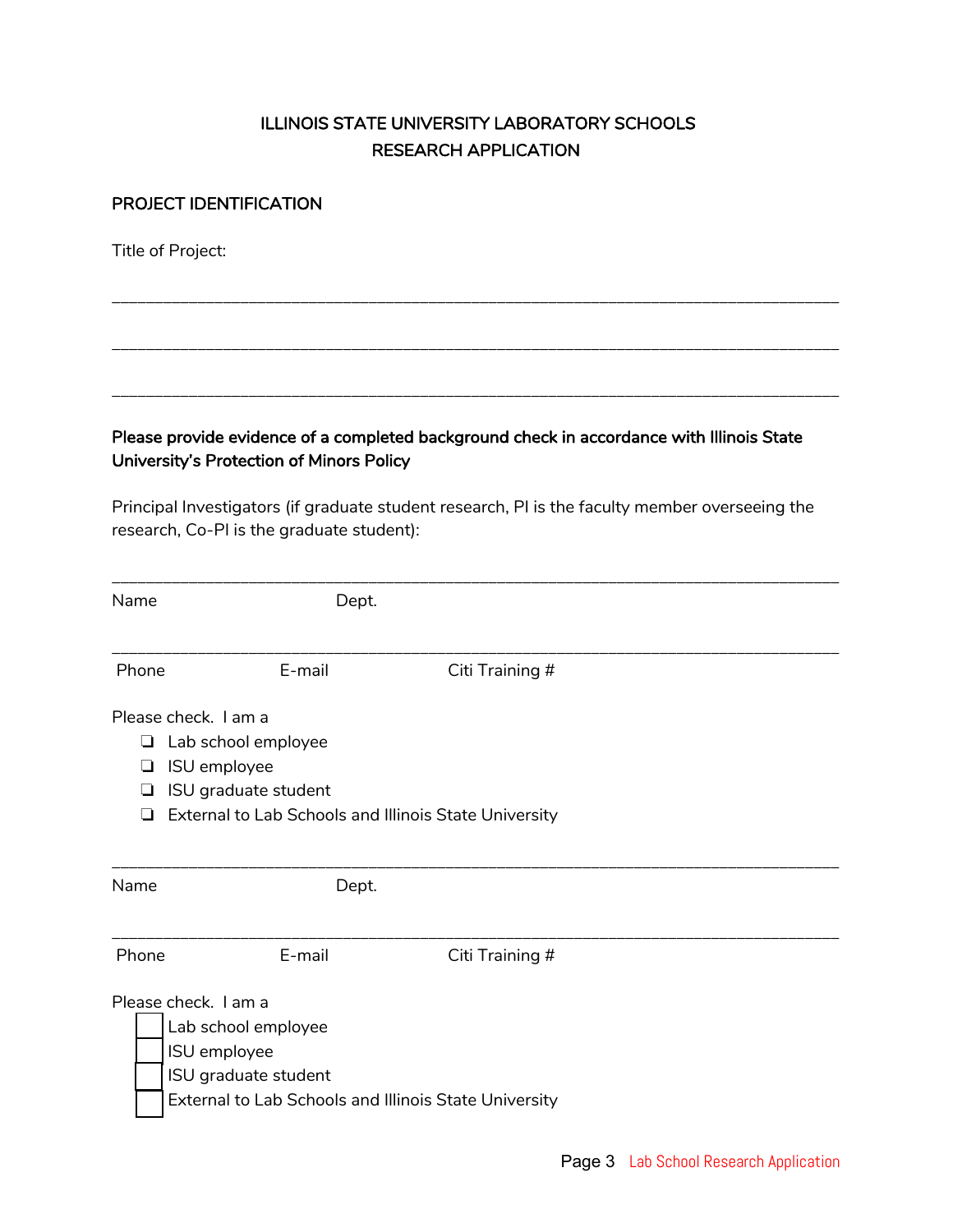ILLINOIS STATE UNIVERSITY LABORATORY SCHOOLS
RESEARCH APPLICATION

**PROJECT IDENTIFICATION**

Title of Project:

\_\_\_\_\_\_\_\_\_\_\_\_\_\_\_\_\_\_\_\_\_\_\_\_\_\_\_\_\_\_\_\_\_\_\_\_\_\_\_\_\_\_\_\_\_\_\_\_\_\_\_\_\_\_\_\_\_\_\_\_\_\_\_\_\_\_\_\_\_\_\_\_\_\_\_\_

\_\_\_\_\_\_\_\_\_\_\_\_\_\_\_\_\_\_\_\_\_\_\_\_\_\_\_\_\_\_\_\_\_\_\_\_\_\_\_\_\_\_\_\_\_\_\_\_\_\_\_\_\_\_\_\_\_\_\_\_\_\_\_\_\_\_\_\_\_\_\_\_\_\_\_\_

\_\_\_\_\_\_\_\_\_\_\_\_\_\_\_\_\_\_\_\_\_\_\_\_\_\_\_\_\_\_\_\_\_\_\_\_\_\_\_\_\_\_\_\_\_\_\_\_\_\_\_\_\_\_\_\_\_\_\_\_\_\_\_\_\_\_\_\_\_\_\_\_\_\_\_\_

**Please provide evidence of a completed background check in accordance with Illinois State University's Protection of Minors Policy**

Principal Investigators (if graduate student research, PI is the faculty member overseeing the research, Co-PI is the graduate student):

\_\_\_\_\_\_\_\_\_\_\_\_\_\_\_\_\_\_\_\_\_\_\_\_\_\_\_\_\_\_\_\_\_\_\_\_\_\_\_\_\_\_\_\_\_\_\_\_\_\_\_\_\_\_\_\_\_\_\_\_\_\_\_\_\_\_\_\_\_\_\_\_\_\_\_\_

Name Dept.

\_\_\_\_\_\_\_\_\_\_\_\_\_\_\_\_\_\_\_\_\_\_\_\_\_\_\_\_\_\_\_\_\_\_\_\_\_\_\_\_\_\_\_\_\_\_\_\_\_\_\_\_\_\_\_\_\_\_\_\_\_\_\_\_\_\_\_\_\_\_\_\_\_\_\_\_

Phone E-mail Citi Training #

Please check. I am a

- ❏ Lab school employee
- ❏ ISU employee
- ❏ ISU graduate student
- ❏ External to Lab Schools and Illinois State University

\_\_\_\_\_\_\_\_\_\_\_\_\_\_\_\_\_\_\_\_\_\_\_\_\_\_\_\_\_\_\_\_\_\_\_\_\_\_\_\_\_\_\_\_\_\_\_\_\_\_\_\_\_\_\_\_\_\_\_\_\_\_\_\_\_\_\_\_\_\_\_\_\_\_\_\_

Name Dept.

\_\_\_\_\_\_\_\_\_\_\_\_\_\_\_\_\_\_\_\_\_\_\_\_\_\_\_\_\_\_\_\_\_\_\_\_\_\_\_\_\_\_\_\_\_\_\_\_\_\_\_\_\_\_\_\_\_\_\_\_\_\_\_\_\_\_\_\_\_\_\_\_\_\_\_\_

Phone E-mail Citi Training #

Please check. I am a

- ☐ Lab school employee
- ☐ ISU employee
- ☐ ISU graduate student
- ☐ External to Lab Schools and Illinois State University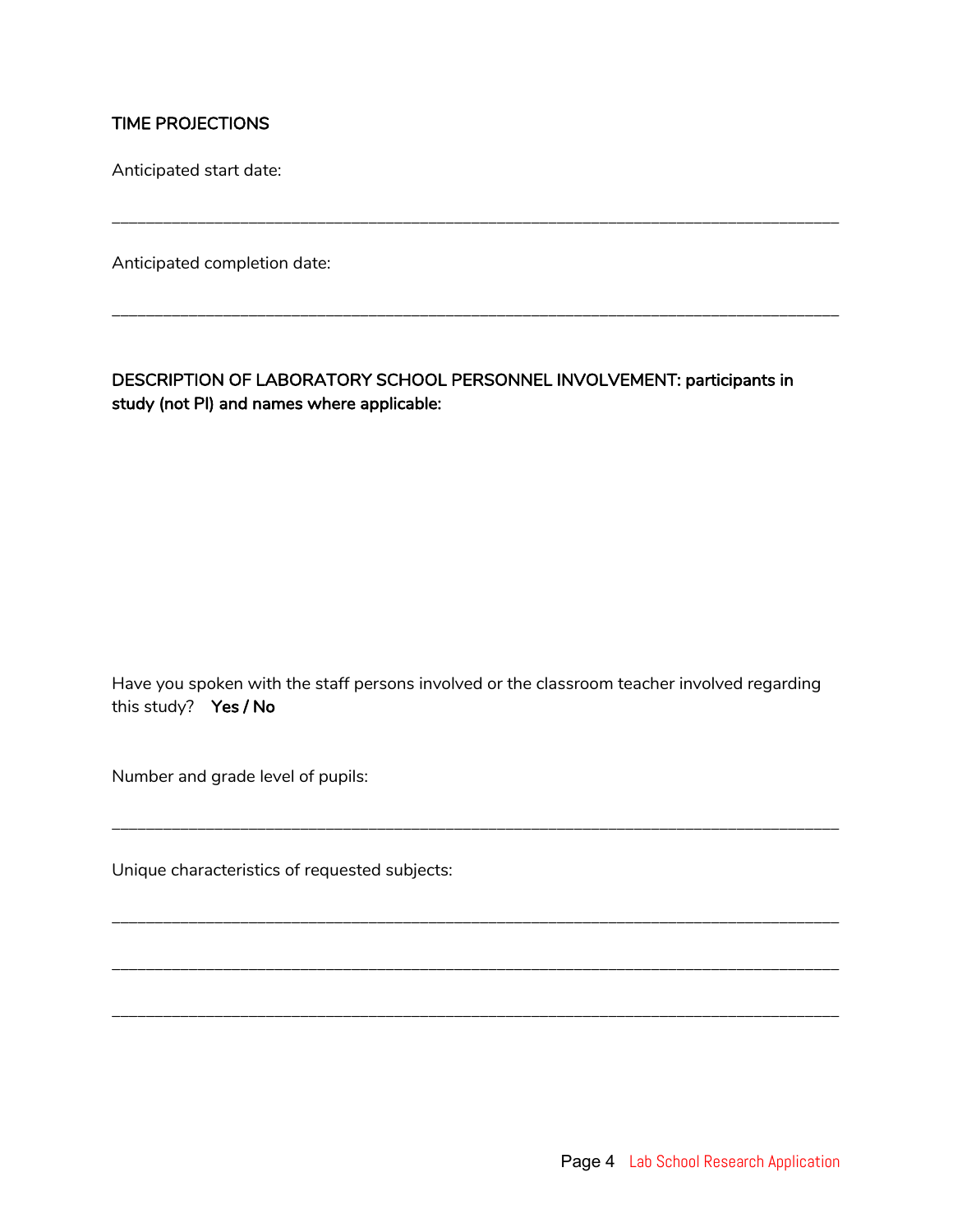**TIME PROJECTIONS**

Anticipated start date:

\_\_\_\_\_\_\_\_\_\_\_\_\_\_\_\_\_\_\_\_\_\_\_\_\_\_\_\_\_\_\_\_\_\_\_\_\_\_\_\_\_\_\_\_\_\_\_\_\_\_\_\_\_\_\_\_\_\_\_\_\_\_\_\_\_\_\_\_\_\_\_\_\_\_\_\_

Anticipated completion date:

\_\_\_\_\_\_\_\_\_\_\_\_\_\_\_\_\_\_\_\_\_\_\_\_\_\_\_\_\_\_\_\_\_\_\_\_\_\_\_\_\_\_\_\_\_\_\_\_\_\_\_\_\_\_\_\_\_\_\_\_\_\_\_\_\_\_\_\_\_\_\_\_\_\_\_\_

**DESCRIPTION OF LABORATORY SCHOOL PERSONNEL INVOLVEMENT: participants in study (not PI) and names where applicable:**

Have you spoken with the staff persons involved or the classroom teacher involved regarding this study? **Yes / No**

Number and grade level of pupils:

\_\_\_\_\_\_\_\_\_\_\_\_\_\_\_\_\_\_\_\_\_\_\_\_\_\_\_\_\_\_\_\_\_\_\_\_\_\_\_\_\_\_\_\_\_\_\_\_\_\_\_\_\_\_\_\_\_\_\_\_\_\_\_\_\_\_\_\_\_\_\_\_\_\_\_\_

Unique characteristics of requested subjects:

\_\_\_\_\_\_\_\_\_\_\_\_\_\_\_\_\_\_\_\_\_\_\_\_\_\_\_\_\_\_\_\_\_\_\_\_\_\_\_\_\_\_\_\_\_\_\_\_\_\_\_\_\_\_\_\_\_\_\_\_\_\_\_\_\_\_\_\_\_\_\_\_\_\_\_\_

\_\_\_\_\_\_\_\_\_\_\_\_\_\_\_\_\_\_\_\_\_\_\_\_\_\_\_\_\_\_\_\_\_\_\_\_\_\_\_\_\_\_\_\_\_\_\_\_\_\_\_\_\_\_\_\_\_\_\_\_\_\_\_\_\_\_\_\_\_\_\_\_\_\_\_\_

\_\_\_\_\_\_\_\_\_\_\_\_\_\_\_\_\_\_\_\_\_\_\_\_\_\_\_\_\_\_\_\_\_\_\_\_\_\_\_\_\_\_\_\_\_\_\_\_\_\_\_\_\_\_\_\_\_\_\_\_\_\_\_\_\_\_\_\_\_\_\_\_\_\_\_\_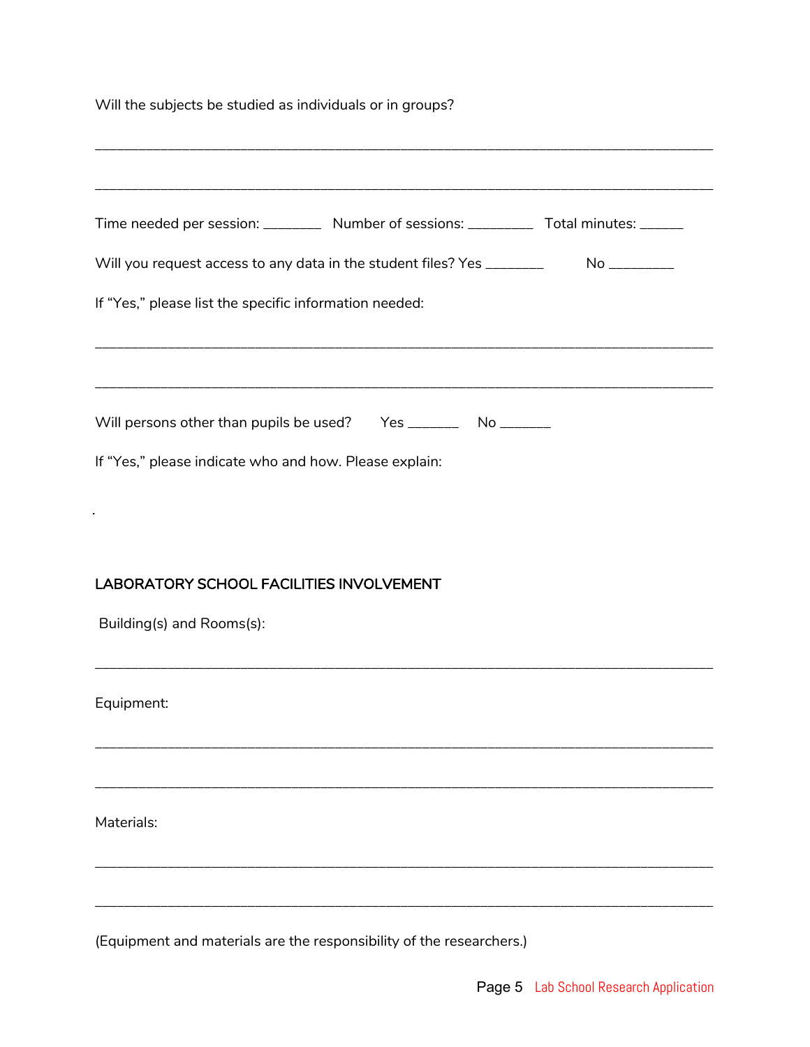Will the subjects be studied as individuals or in groups?

\_\_\_\_\_\_\_\_\_\_\_\_\_\_\_\_\_\_\_\_\_\_\_\_\_\_\_\_\_\_\_\_\_\_\_\_\_\_\_\_\_\_\_\_\_\_\_\_\_\_\_\_\_\_\_\_\_\_\_\_\_\_\_\_\_\_\_\_\_\_\_\_\_\_\_\_

\_\_\_\_\_\_\_\_\_\_\_\_\_\_\_\_\_\_\_\_\_\_\_\_\_\_\_\_\_\_\_\_\_\_\_\_\_\_\_\_\_\_\_\_\_\_\_\_\_\_\_\_\_\_\_\_\_\_\_\_\_\_\_\_\_\_\_\_\_\_\_\_\_\_\_\_

Time needed per session: \_\_\_\_\_\_\_\_ Number of sessions: \_\_\_\_\_\_\_\_\_ Total minutes: \_\_\_\_\_\_

Will you request access to any data in the student files? Yes \_\_\_\_\_\_\_\_ No \_\_\_\_\_\_\_\_\_

If "Yes," please list the specific information needed:

\_\_\_\_\_\_\_\_\_\_\_\_\_\_\_\_\_\_\_\_\_\_\_\_\_\_\_\_\_\_\_\_\_\_\_\_\_\_\_\_\_\_\_\_\_\_\_\_\_\_\_\_\_\_\_\_\_\_\_\_\_\_\_\_\_\_\_\_\_\_\_\_\_\_\_\_

\_\_\_\_\_\_\_\_\_\_\_\_\_\_\_\_\_\_\_\_\_\_\_\_\_\_\_\_\_\_\_\_\_\_\_\_\_\_\_\_\_\_\_\_\_\_\_\_\_\_\_\_\_\_\_\_\_\_\_\_\_\_\_\_\_\_\_\_\_\_\_\_\_\_\_\_

Will persons other than pupils be used? Yes \_\_\_\_\_\_\_ No \_\_\_\_\_\_\_

If "Yes," please indicate who and how. Please explain:

## LABORATORY SCHOOL FACILITIES INVOLVEMENT

Building(s) and Rooms(s):

\_\_\_\_\_\_\_\_\_\_\_\_\_\_\_\_\_\_\_\_\_\_\_\_\_\_\_\_\_\_\_\_\_\_\_\_\_\_\_\_\_\_\_\_\_\_\_\_\_\_\_\_\_\_\_\_\_\_\_\_\_\_\_\_\_\_\_\_\_\_\_\_\_\_\_\_

Equipment:

\_\_\_\_\_\_\_\_\_\_\_\_\_\_\_\_\_\_\_\_\_\_\_\_\_\_\_\_\_\_\_\_\_\_\_\_\_\_\_\_\_\_\_\_\_\_\_\_\_\_\_\_\_\_\_\_\_\_\_\_\_\_\_\_\_\_\_\_\_\_\_\_\_\_\_\_

\_\_\_\_\_\_\_\_\_\_\_\_\_\_\_\_\_\_\_\_\_\_\_\_\_\_\_\_\_\_\_\_\_\_\_\_\_\_\_\_\_\_\_\_\_\_\_\_\_\_\_\_\_\_\_\_\_\_\_\_\_\_\_\_\_\_\_\_\_\_\_\_\_\_\_\_

Materials:

\_\_\_\_\_\_\_\_\_\_\_\_\_\_\_\_\_\_\_\_\_\_\_\_\_\_\_\_\_\_\_\_\_\_\_\_\_\_\_\_\_\_\_\_\_\_\_\_\_\_\_\_\_\_\_\_\_\_\_\_\_\_\_\_\_\_\_\_\_\_\_\_\_\_\_\_

\_\_\_\_\_\_\_\_\_\_\_\_\_\_\_\_\_\_\_\_\_\_\_\_\_\_\_\_\_\_\_\_\_\_\_\_\_\_\_\_\_\_\_\_\_\_\_\_\_\_\_\_\_\_\_\_\_\_\_\_\_\_\_\_\_\_\_\_\_\_\_\_\_\_\_\_

(Equipment and materials are the responsibility of the researchers.)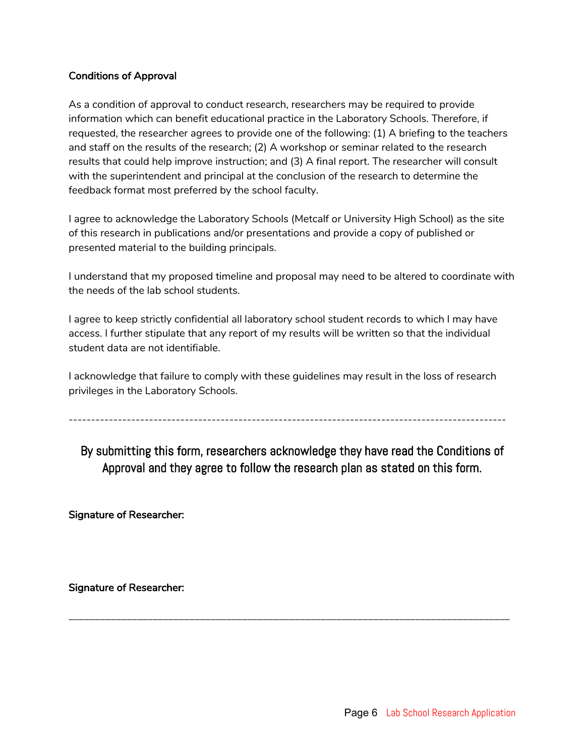**Conditions of Approval**

As a condition of approval to conduct research, researchers may be required to provide information which can benefit educational practice in the Laboratory Schools. Therefore, if requested, the researcher agrees to provide one of the following: (1) A briefing to the teachers and staff on the results of the research; (2) A workshop or seminar related to the research results that could help improve instruction; and (3) A final report. The researcher will consult with the superintendent and principal at the conclusion of the research to determine the feedback format most preferred by the school faculty.

I agree to acknowledge the Laboratory Schools (Metcalf or University High School) as the site of this research in publications and/or presentations and provide a copy of published or presented material to the building principals.

I understand that my proposed timeline and proposal may need to be altered to coordinate with the needs of the lab school students.

I agree to keep strictly confidential all laboratory school student records to which I may have access. I further stipulate that any report of my results will be written so that the individual student data are not identifiable.

I acknowledge that failure to comply with these guidelines may result in the loss of research privileges in the Laboratory Schools.

---

## By submitting this form, researchers acknowledge they have read the Conditions of Approval and they agree to follow the research plan as stated on this form.

**Signature of Researcher:**

**Signature of Researcher:**

---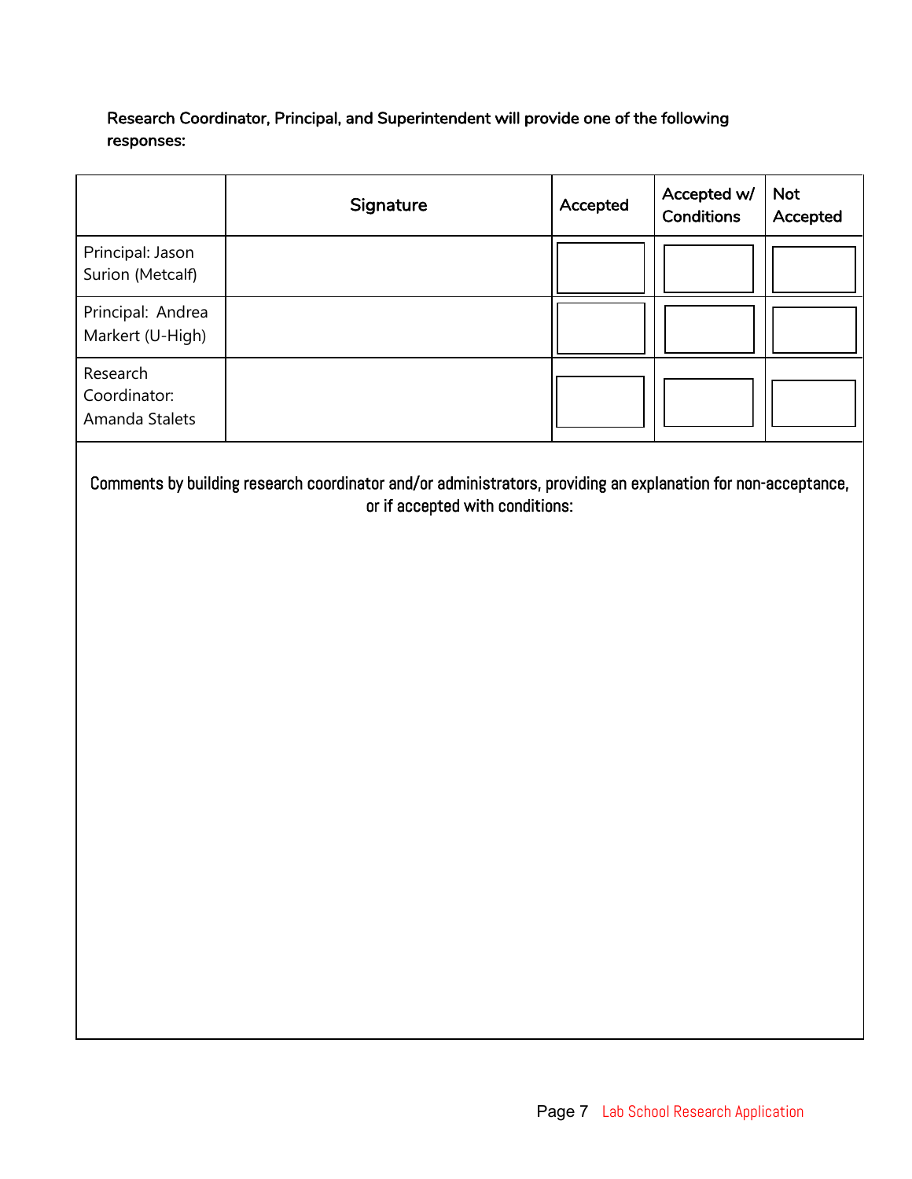**Research Coordinator, Principal, and Superintendent will provide one of the following responses:**

| | Signature | Accepted | Accepted w/ Conditions | Not Accepted |
|---|---|---|---|---|
| Principal: Jason Surion (Metcalf) | | | | |
| Principal: Andrea Markert (U-High) | | | | |
| Research Coordinator: Amanda Stalets | | | | |

Comments by building research coordinator and/or administrators, providing an explanation for non-acceptance, or if accepted with conditions: